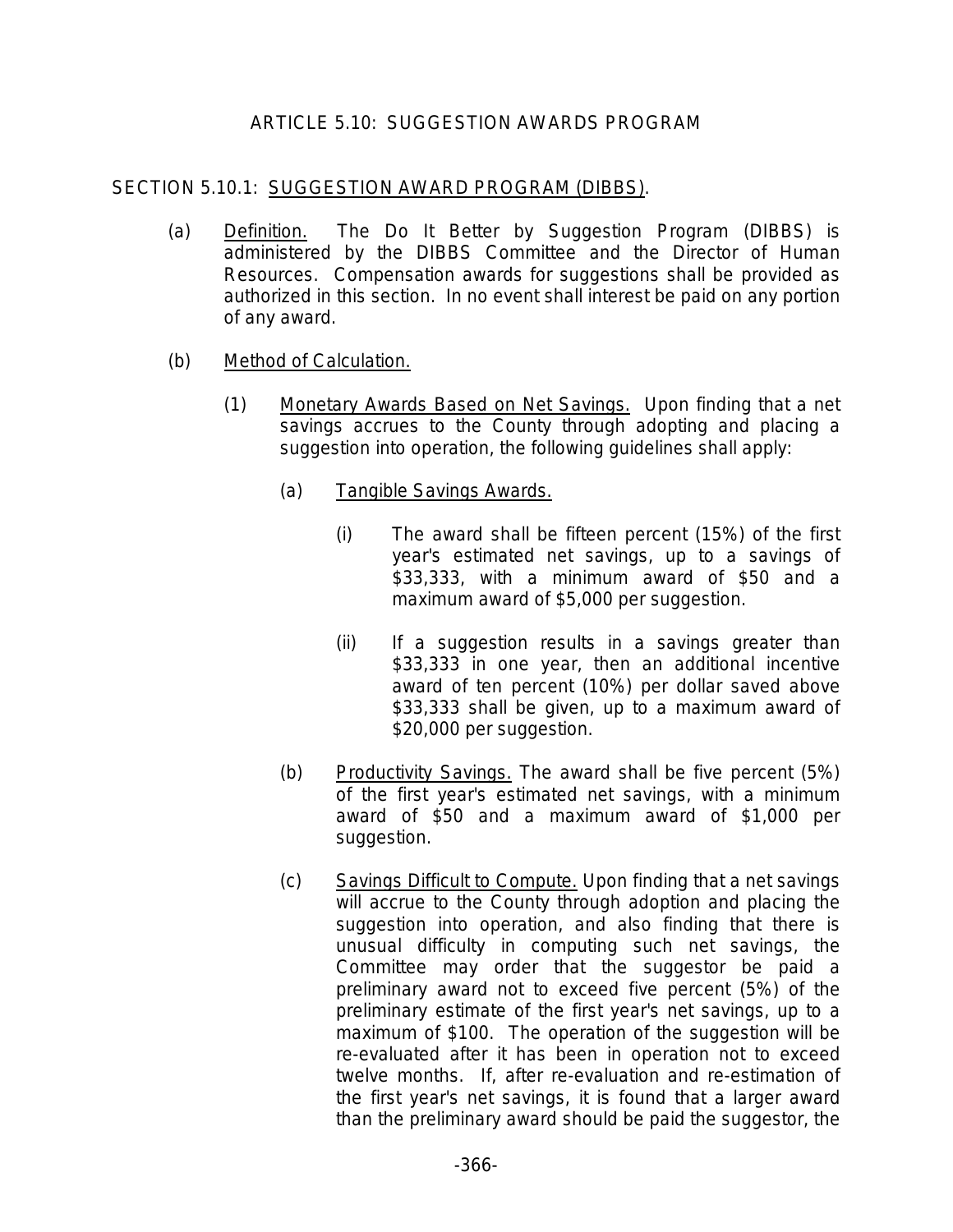# ARTICLE 5.10: SUGGESTION AWARDS PROGRAM

## SECTION 5.10.1: SUGGESTION AWARD PROGRAM (DIBBS).

(a) Definition. The Do It Better by Suggestion Program (DIBBS) is administered by the DIBBS Committee and the Director of Human Resources. Compensation awards for suggestions shall be provided as authorized in this section. In no event shall interest be paid on any portion of any award.

(b) Method of Calculation.

(1) Monetary Awards Based on Net Savings. Upon finding that a net savings accrues to the County through adopting and placing a suggestion into operation, the following guidelines shall apply:

(a) Tangible Savings Awards.

(i) The award shall be fifteen percent (15%) of the first year's estimated net savings, up to a savings of $33,333, with a minimum award of $50 and a maximum award of $5,000 per suggestion.

(ii) If a suggestion results in a savings greater than $33,333 in one year, then an additional incentive award of ten percent (10%) per dollar saved above $33,333 shall be given, up to a maximum award of $20,000 per suggestion.

(b) Productivity Savings. The award shall be five percent (5%) of the first year's estimated net savings, with a minimum award of $50 and a maximum award of $1,000 per suggestion.

(c) Savings Difficult to Compute. Upon finding that a net savings will accrue to the County through adoption and placing the suggestion into operation, and also finding that there is unusual difficulty in computing such net savings, the Committee may order that the suggestor be paid a preliminary award not to exceed five percent (5%) of the preliminary estimate of the first year's net savings, up to a maximum of $100. The operation of the suggestion will be re-evaluated after it has been in operation not to exceed twelve months. If, after re-evaluation and re-estimation of the first year's net savings, it is found that a larger award than the preliminary award should be paid the suggestor, the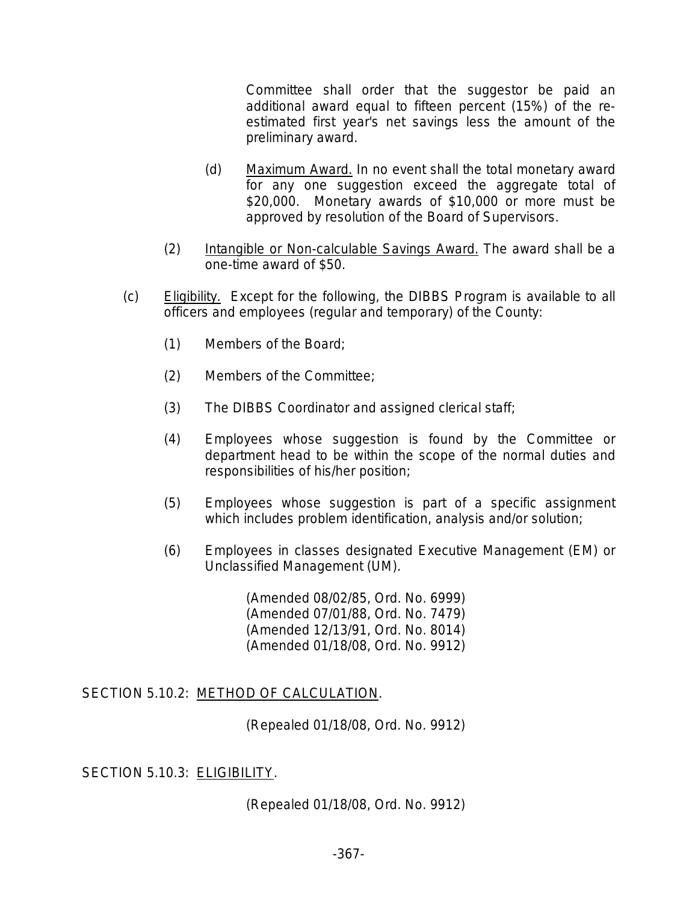Committee shall order that the suggestor be paid an additional award equal to fifteen percent (15%) of the re-estimated first year's net savings less the amount of the preliminary award.

(d) Maximum Award. In no event shall the total monetary award for any one suggestion exceed the aggregate total of $20,000. Monetary awards of $10,000 or more must be approved by resolution of the Board of Supervisors.

(2) Intangible or Non-calculable Savings Award. The award shall be a one-time award of $50.

(c) Eligibility. Except for the following, the DIBBS Program is available to all officers and employees (regular and temporary) of the County:

(1) Members of the Board;

(2) Members of the Committee;

(3) The DIBBS Coordinator and assigned clerical staff;

(4) Employees whose suggestion is found by the Committee or department head to be within the scope of the normal duties and responsibilities of his/her position;

(5) Employees whose suggestion is part of a specific assignment which includes problem identification, analysis and/or solution;

(6) Employees in classes designated Executive Management (EM) or Unclassified Management (UM).

(Amended 08/02/85, Ord. No. 6999)
(Amended 07/01/88, Ord. No. 7479)
(Amended 12/13/91, Ord. No. 8014)
(Amended 01/18/08, Ord. No. 9912)

SECTION 5.10.2: METHOD OF CALCULATION.

(Repealed 01/18/08, Ord. No. 9912)

SECTION 5.10.3: ELIGIBILITY.

(Repealed 01/18/08, Ord. No. 9912)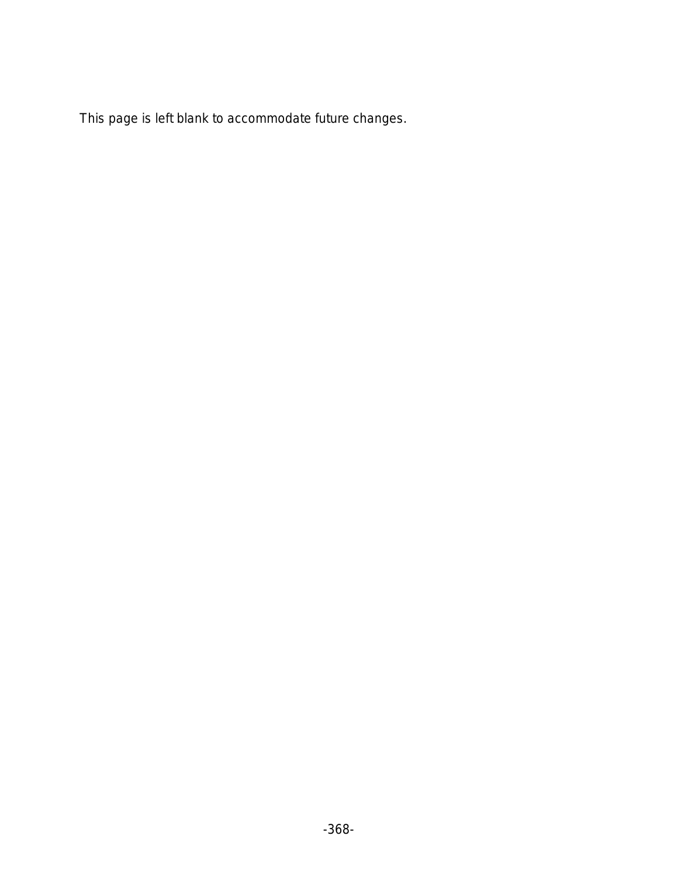This page is left blank to accommodate future changes.